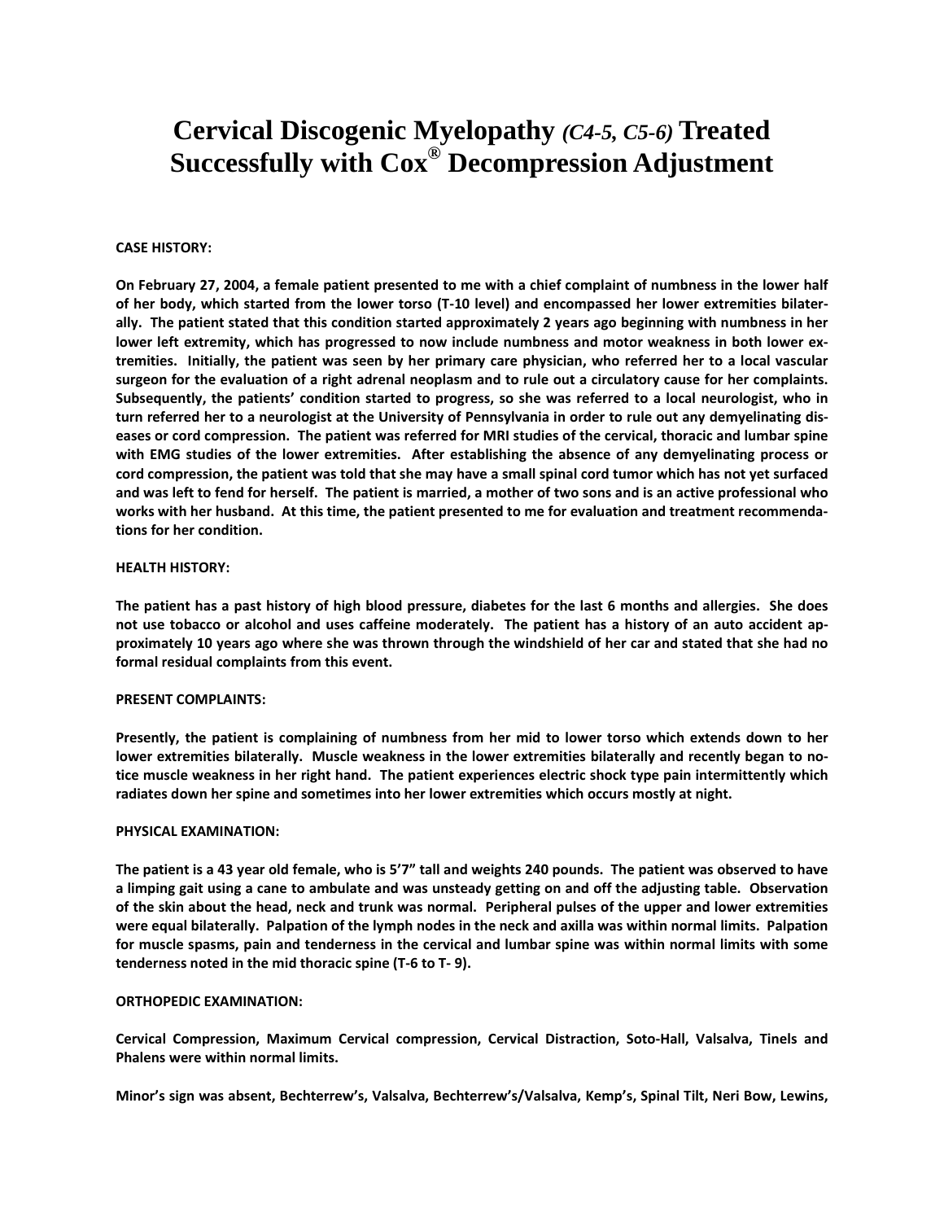# Cervical Discogenic Myelopathy *(C4-5, C5-6)* Treated Successfully with Cox® Decompression Adjustment

**CASE HISTORY:**

**On February 27, 2004, a female patient presented to me with a chief complaint of numbness in the lower half of her body, which started from the lower torso (T-10 level) and encompassed her lower extremities bilaterally. The patient stated that this condition started approximately 2 years ago beginning with numbness in her lower left extremity, which has progressed to now include numbness and motor weakness in both lower extremities. Initially, the patient was seen by her primary care physician, who referred her to a local vascular surgeon for the evaluation of a right adrenal neoplasm and to rule out a circulatory cause for her complaints. Subsequently, the patients' condition started to progress, so she was referred to a local neurologist, who in turn referred her to a neurologist at the University of Pennsylvania in order to rule out any demyelinating diseases or cord compression. The patient was referred for MRI studies of the cervical, thoracic and lumbar spine with EMG studies of the lower extremities. After establishing the absence of any demyelinating process or cord compression, the patient was told that she may have a small spinal cord tumor which has not yet surfaced and was left to fend for herself. The patient is married, a mother of two sons and is an active professional who works with her husband. At this time, the patient presented to me for evaluation and treatment recommendations for her condition.**

**HEALTH HISTORY:**

**The patient has a past history of high blood pressure, diabetes for the last 6 months and allergies. She does not use tobacco or alcohol and uses caffeine moderately. The patient has a history of an auto accident approximately 10 years ago where she was thrown through the windshield of her car and stated that she had no formal residual complaints from this event.**

**PRESENT COMPLAINTS:**

**Presently, the patient is complaining of numbness from her mid to lower torso which extends down to her lower extremities bilaterally. Muscle weakness in the lower extremities bilaterally and recently began to notice muscle weakness in her right hand. The patient experiences electric shock type pain intermittently which radiates down her spine and sometimes into her lower extremities which occurs mostly at night.**

**PHYSICAL EXAMINATION:**

**The patient is a 43 year old female, who is 5'7" tall and weights 240 pounds. The patient was observed to have a limping gait using a cane to ambulate and was unsteady getting on and off the adjusting table. Observation of the skin about the head, neck and trunk was normal. Peripheral pulses of the upper and lower extremities were equal bilaterally. Palpation of the lymph nodes in the neck and axilla was within normal limits. Palpation for muscle spasms, pain and tenderness in the cervical and lumbar spine was within normal limits with some tenderness noted in the mid thoracic spine (T-6 to T- 9).**

**ORTHOPEDIC EXAMINATION:**

**Cervical Compression, Maximum Cervical compression, Cervical Distraction, Soto-Hall, Valsalva, Tinels and Phalens were within normal limits.**

**Minor's sign was absent, Bechterrew's, Valsalva, Bechterrew's/Valsalva, Kemp's, Spinal Tilt, Neri Bow, Lewins,**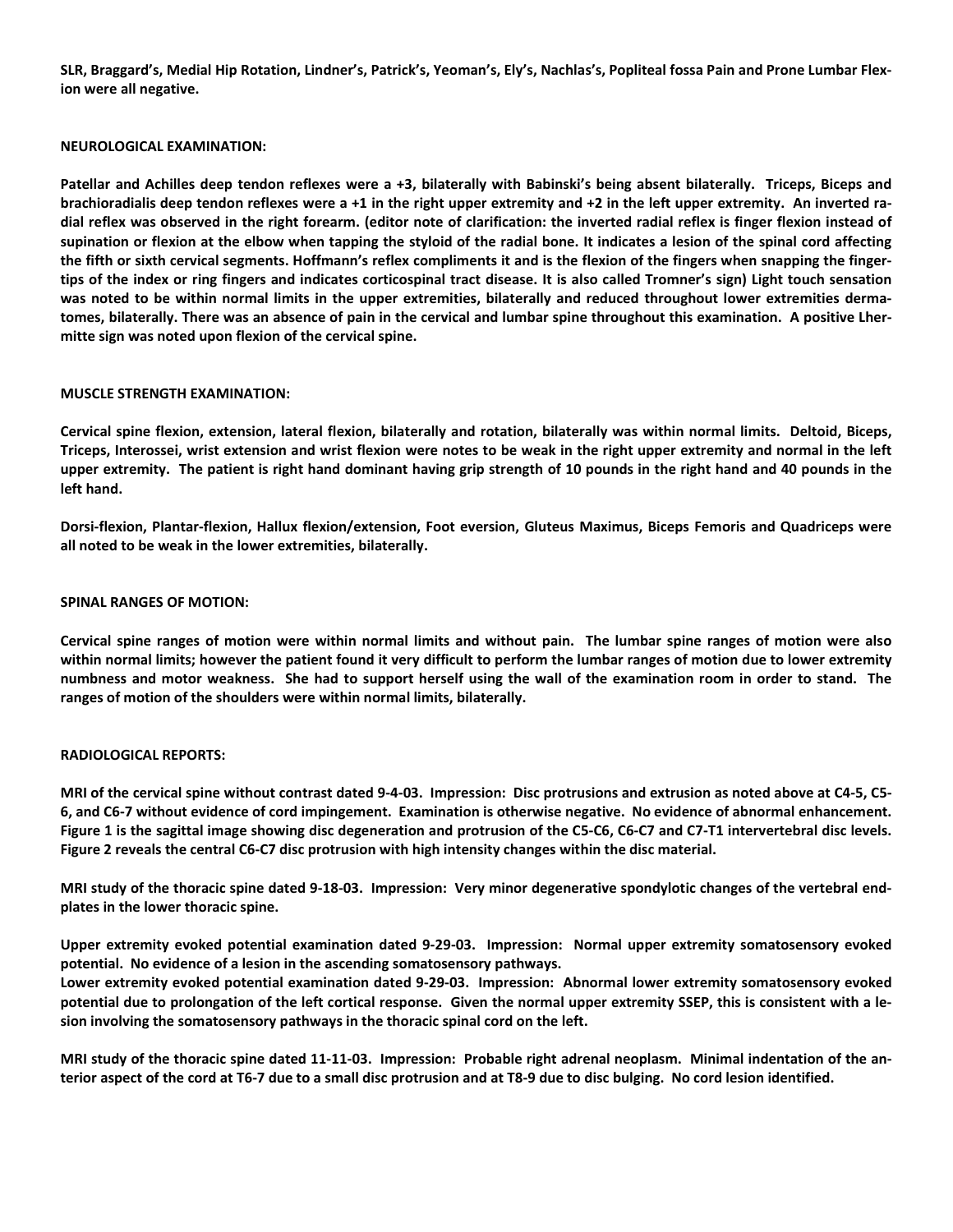**SLR, Braggard's, Medial Hip Rotation, Lindner's, Patrick's, Yeoman's, Ely's, Nachlas's, Popliteal fossa Pain and Prone Lumbar Flexion were all negative.**

## NEUROLOGICAL EXAMINATION:

**Patellar and Achilles deep tendon reflexes were a +3, bilaterally with Babinski's being absent bilaterally. Triceps, Biceps and brachioradialis deep tendon reflexes were a +1 in the right upper extremity and +2 in the left upper extremity. An inverted radial reflex was observed in the right forearm. (editor note of clarification: the inverted radial reflex is finger flexion instead of supination or flexion at the elbow when tapping the styloid of the radial bone. It indicates a lesion of the spinal cord affecting the fifth or sixth cervical segments. Hoffmann's reflex compliments it and is the flexion of the fingers when snapping the fingertips of the index or ring fingers and indicates corticospinal tract disease. It is also called Tromner's sign) Light touch sensation was noted to be within normal limits in the upper extremities, bilaterally and reduced throughout lower extremities dermatomes, bilaterally. There was an absence of pain in the cervical and lumbar spine throughout this examination. A positive Lhermitte sign was noted upon flexion of the cervical spine.**

## MUSCLE STRENGTH EXAMINATION:

**Cervical spine flexion, extension, lateral flexion, bilaterally and rotation, bilaterally was within normal limits. Deltoid, Biceps, Triceps, Interossei, wrist extension and wrist flexion were notes to be weak in the right upper extremity and normal in the left upper extremity. The patient is right hand dominant having grip strength of 10 pounds in the right hand and 40 pounds in the left hand.**

**Dorsi-flexion, Plantar-flexion, Hallux flexion/extension, Foot eversion, Gluteus Maximus, Biceps Femoris and Quadriceps were all noted to be weak in the lower extremities, bilaterally.**

## SPINAL RANGES OF MOTION:

**Cervical spine ranges of motion were within normal limits and without pain. The lumbar spine ranges of motion were also within normal limits; however the patient found it very difficult to perform the lumbar ranges of motion due to lower extremity numbness and motor weakness. She had to support herself using the wall of the examination room in order to stand. The ranges of motion of the shoulders were within normal limits, bilaterally.**

## RADIOLOGICAL REPORTS:

**MRI of the cervical spine without contrast dated 9-4-03. Impression: Disc protrusions and extrusion as noted above at C4-5, C5-6, and C6-7 without evidence of cord impingement. Examination is otherwise negative. No evidence of abnormal enhancement. Figure 1 is the sagittal image showing disc degeneration and protrusion of the C5-C6, C6-C7 and C7-T1 intervertebral disc levels. Figure 2 reveals the central C6-C7 disc protrusion with high intensity changes within the disc material.**

**MRI study of the thoracic spine dated 9-18-03. Impression: Very minor degenerative spondylotic changes of the vertebral endplates in the lower thoracic spine.**

**Upper extremity evoked potential examination dated 9-29-03. Impression: Normal upper extremity somatosensory evoked potential. No evidence of a lesion in the ascending somatosensory pathways.**
**Lower extremity evoked potential examination dated 9-29-03. Impression: Abnormal lower extremity somatosensory evoked potential due to prolongation of the left cortical response. Given the normal upper extremity SSEP, this is consistent with a lesion involving the somatosensory pathways in the thoracic spinal cord on the left.**

**MRI study of the thoracic spine dated 11-11-03. Impression: Probable right adrenal neoplasm. Minimal indentation of the anterior aspect of the cord at T6-7 due to a small disc protrusion and at T8-9 due to disc bulging. No cord lesion identified.**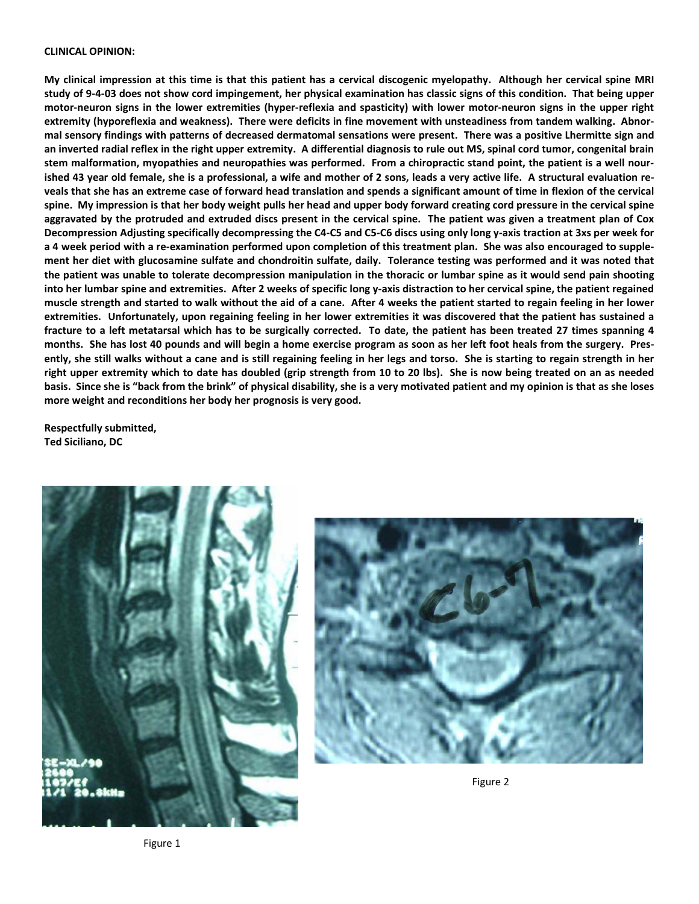**CLINICAL OPINION:**

**My clinical impression at this time is that this patient has a cervical discogenic myelopathy. Although her cervical spine MRI study of 9-4-03 does not show cord impingement, her physical examination has classic signs of this condition. That being upper motor-neuron signs in the lower extremities (hyper-reflexia and spasticity) with lower motor-neuron signs in the upper right extremity (hyporeflexia and weakness). There were deficits in fine movement with unsteadiness from tandem walking. Abnormal sensory findings with patterns of decreased dermatomal sensations were present. There was a positive Lhermitte sign and an inverted radial reflex in the right upper extremity. A differential diagnosis to rule out MS, spinal cord tumor, congenital brain stem malformation, myopathies and neuropathies was performed. From a chiropractic stand point, the patient is a well nourished 43 year old female, she is a professional, a wife and mother of 2 sons, leads a very active life. A structural evaluation reveals that she has an extreme case of forward head translation and spends a significant amount of time in flexion of the cervical spine. My impression is that her body weight pulls her head and upper body forward creating cord pressure in the cervical spine aggravated by the protruded and extruded discs present in the cervical spine. The patient was given a treatment plan of Cox Decompression Adjusting specifically decompressing the C4-C5 and C5-C6 discs using only long y-axis traction at 3xs per week for a 4 week period with a re-examination performed upon completion of this treatment plan. She was also encouraged to supplement her diet with glucosamine sulfate and chondroitin sulfate, daily. Tolerance testing was performed and it was noted that the patient was unable to tolerate decompression manipulation in the thoracic or lumbar spine as it would send pain shooting into her lumbar spine and extremities. After 2 weeks of specific long y-axis distraction to her cervical spine, the patient regained muscle strength and started to walk without the aid of a cane. After 4 weeks the patient started to regain feeling in her lower extremities. Unfortunately, upon regaining feeling in her lower extremities it was discovered that the patient has sustained a fracture to a left metatarsal which has to be surgically corrected. To date, the patient has been treated 27 times spanning 4 months. She has lost 40 pounds and will begin a home exercise program as soon as her left foot heals from the surgery. Presently, she still walks without a case and is still regaining feeling in her legs and torso. She is starting to regain strength in her right upper extremity which to date has doubled (grip strength from 10 to 20 lbs). She is now being treated on an as needed basis. Since she is "back from the brink" of physical disability, she is a very motivated patient and my opinion is that as she loses more weight and reconditions her body her prognosis is very good.**

**Respectfully submitted,**
**Ted Siciliano, DC**

Figure 1

Figure 2